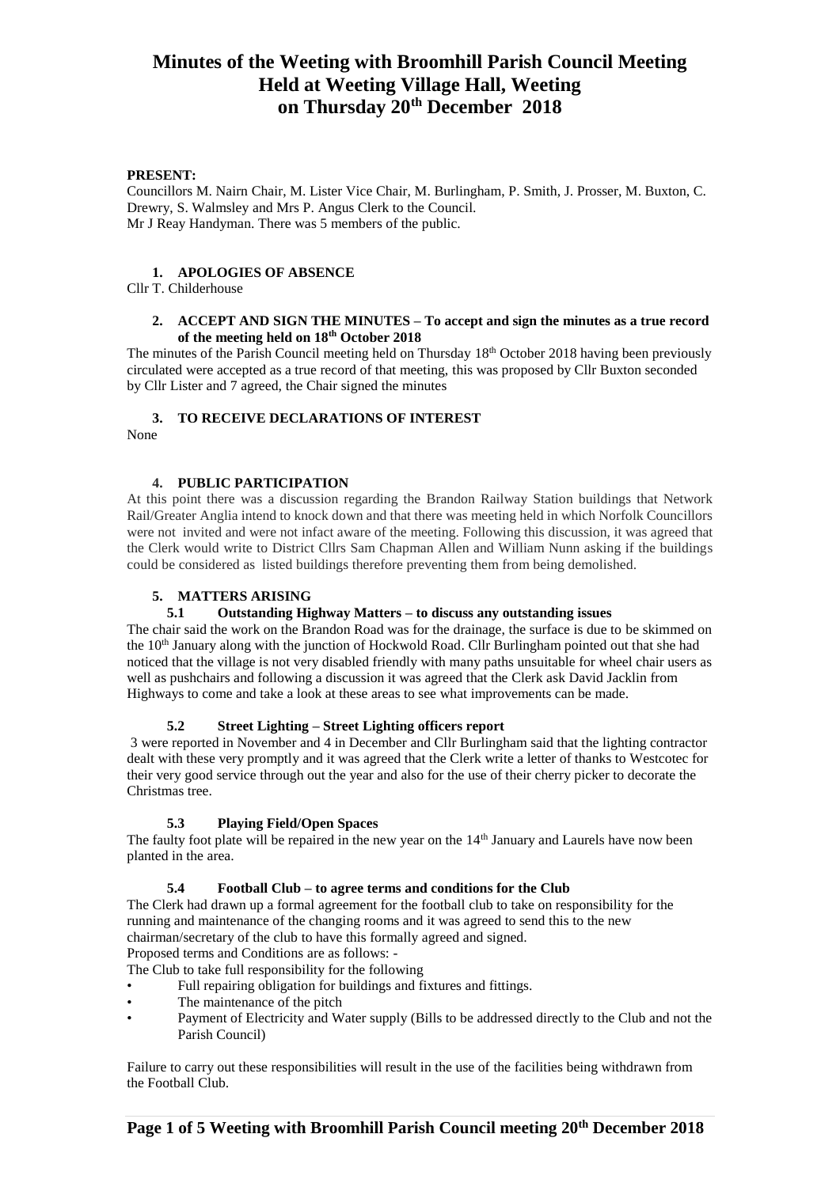# Minutes of the Weeting with Broomhill Parish Council Meeting Held at Weeting Village Hall, Weeting on Thursday 20th December 2018

**PRESENT:**

Councillors M. Nairn Chair, M. Lister Vice Chair, M. Burlingham, P. Smith, J. Prosser, M. Buxton, C. Drewry, S. Walmsley and Mrs P. Angus Clerk to the Council.
Mr J Reay Handyman. There was 5 members of the public.

1. **APOLOGIES OF ABSENCE**

Cllr T. Childerhouse

2. **ACCEPT AND SIGN THE MINUTES – To accept and sign the minutes as a true record of the meeting held on 18th October 2018**

The minutes of the Parish Council meeting held on Thursday 18th October 2018 having been previously circulated were accepted as a true record of that meeting, this was proposed by Cllr Buxton seconded by Cllr Lister and 7 agreed, the Chair signed the minutes

3. **TO RECEIVE DECLARATIONS OF INTEREST**

None

4. **PUBLIC PARTICIPATION**

At this point there was a discussion regarding the Brandon Railway Station buildings that Network Rail/Greater Anglia intend to knock down and that there was meeting held in which Norfolk Councillors were not invited and were not infact aware of the meeting. Following this discussion, it was agreed that the Clerk would write to District Cllrs Sam Chapman Allen and William Nunn asking if the buildings could be considered as listed buildings therefore preventing them from being demolished.

5. **MATTERS ARISING**

**5.1 Outstanding Highway Matters – to discuss any outstanding issues**

The chair said the work on the Brandon Road was for the drainage, the surface is due to be skimmed on the 10th January along with the junction of Hockwold Road. Cllr Burlingham pointed out that she had noticed that the village is not very disabled friendly with many paths unsuitable for wheel chair users as well as pushchairs and following a discussion it was agreed that the Clerk ask David Jacklin from Highways to come and take a look at these areas to see what improvements can be made.

**5.2 Street Lighting – Street Lighting officers report**

3 were reported in November and 4 in December and Cllr Burlingham said that the lighting contractor dealt with these very promptly and it was agreed that the Clerk write a letter of thanks to Westcotec for their very good service through out the year and also for the use of their cherry picker to decorate the Christmas tree.

**5.3 Playing Field/Open Spaces**

The faulty foot plate will be repaired in the new year on the 14th January and Laurels have now been planted in the area.

**5.4 Football Club – to agree terms and conditions for the Club**

The Clerk had drawn up a formal agreement for the football club to take on responsibility for the running and maintenance of the changing rooms and it was agreed to send this to the new chairman/secretary of the club to have this formally agreed and signed.

Proposed terms and Conditions are as follows: -

The Club to take full responsibility for the following

- Full repairing obligation for buildings and fixtures and fittings.
- The maintenance of the pitch
- Payment of Electricity and Water supply (Bills to be addressed directly to the Club and not the Parish Council)

Failure to carry out these responsibilities will result in the use of the facilities being withdrawn from the Football Club.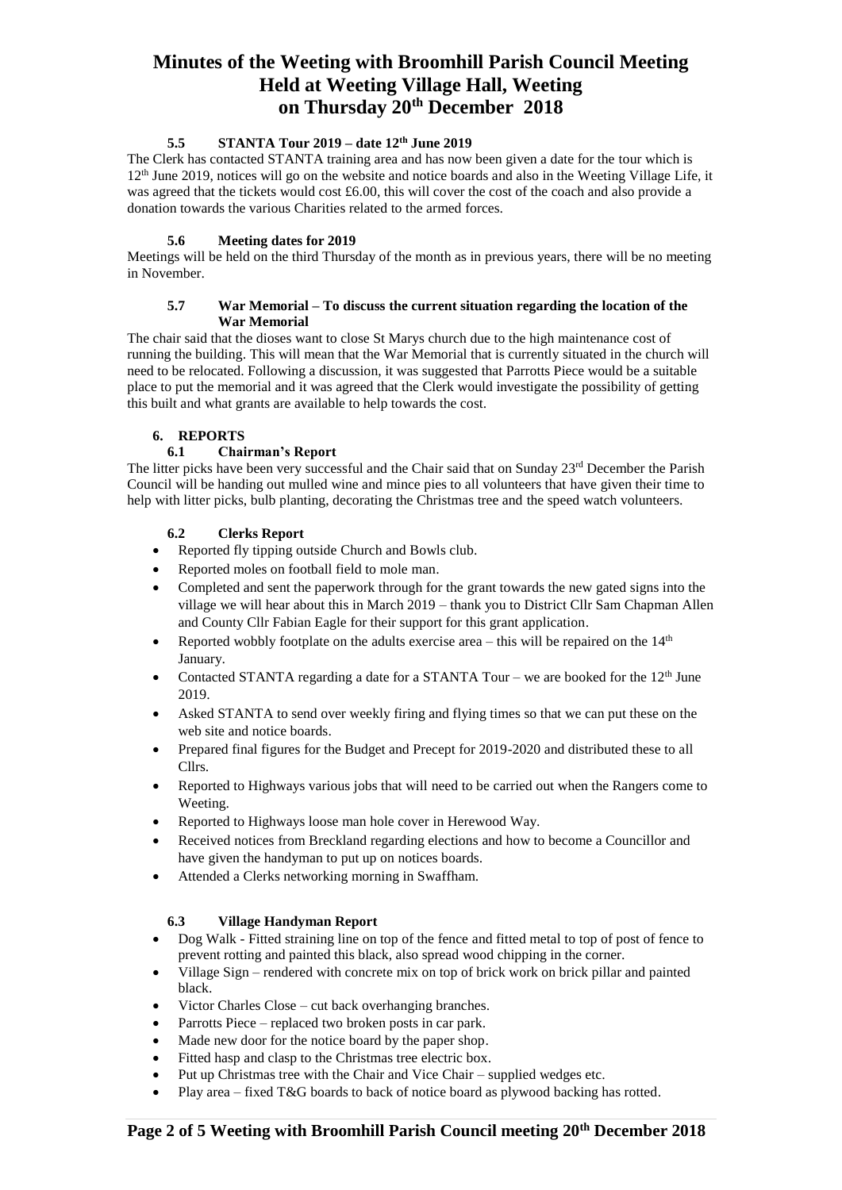# Minutes of the Weeting with Broomhill Parish Council Meeting Held at Weeting Village Hall, Weeting on Thursday 20th December 2018

### 5.5 STANTA Tour 2019 – date 12th June 2019

The Clerk has contacted STANTA training area and has now been given a date for the tour which is 12th June 2019, notices will go on the website and notice boards and also in the Weeting Village Life, it was agreed that the tickets would cost £6.00, this will cover the cost of the coach and also provide a donation towards the various Charities related to the armed forces.

### 5.6 Meeting dates for 2019

Meetings will be held on the third Thursday of the month as in previous years, there will be no meeting in November.

### 5.7 War Memorial – To discuss the current situation regarding the location of the War Memorial

The chair said that the dioses want to close St Marys church due to the high maintenance cost of running the building. This will mean that the War Memorial that is currently situated in the church will need to be relocated. Following a discussion, it was suggested that Parrotts Piece would be a suitable place to put the memorial and it was agreed that the Clerk would investigate the possibility of getting this built and what grants are available to help towards the cost.

## 6. REPORTS

### 6.1 Chairman's Report

The litter picks have been very successful and the Chair said that on Sunday 23rd December the Parish Council will be handing out mulled wine and mince pies to all volunteers that have given their time to help with litter picks, bulb planting, decorating the Christmas tree and the speed watch volunteers.

### 6.2 Clerks Report

- Reported fly tipping outside Church and Bowls club.
- Reported moles on football field to mole man.
- Completed and sent the paperwork through for the grant towards the new gated signs into the village we will hear about this in March 2019 – thank you to District Cllr Sam Chapman Allen and County Cllr Fabian Eagle for their support for this grant application.
- Reported wobbly footplate on the adults exercise area – this will be repaired on the 14th January.
- Contacted STANTA regarding a date for a STANTA Tour – we are booked for the 12th June 2019.
- Asked STANTA to send over weekly firing and flying times so that we can put these on the web site and notice boards.
- Prepared final figures for the Budget and Precept for 2019-2020 and distributed these to all Cllrs.
- Reported to Highways various jobs that will need to be carried out when the Rangers come to Weeting.
- Reported to Highways loose man hole cover in Herewood Way.
- Received notices from Breckland regarding elections and how to become a Councillor and have given the handyman to put up on notices boards.
- Attended a Clerks networking morning in Swaffham.

### 6.3 Village Handyman Report

- Dog Walk - Fitted straining line on top of the fence and fitted metal to top of post of fence to prevent rotting and painted this black, also spread wood chipping in the corner.
- Village Sign – rendered with concrete mix on top of brick work on brick pillar and painted black.
- Victor Charles Close – cut back overhanging branches.
- Parrotts Piece – replaced two broken posts in car park.
- Made new door for the notice board by the paper shop.
- Fitted hasp and clasp to the Christmas tree electric box.
- Put up Christmas tree with the Chair and Vice Chair – supplied wedges etc.
- Play area – fixed T&G boards to back of notice board as plywood backing has rotted.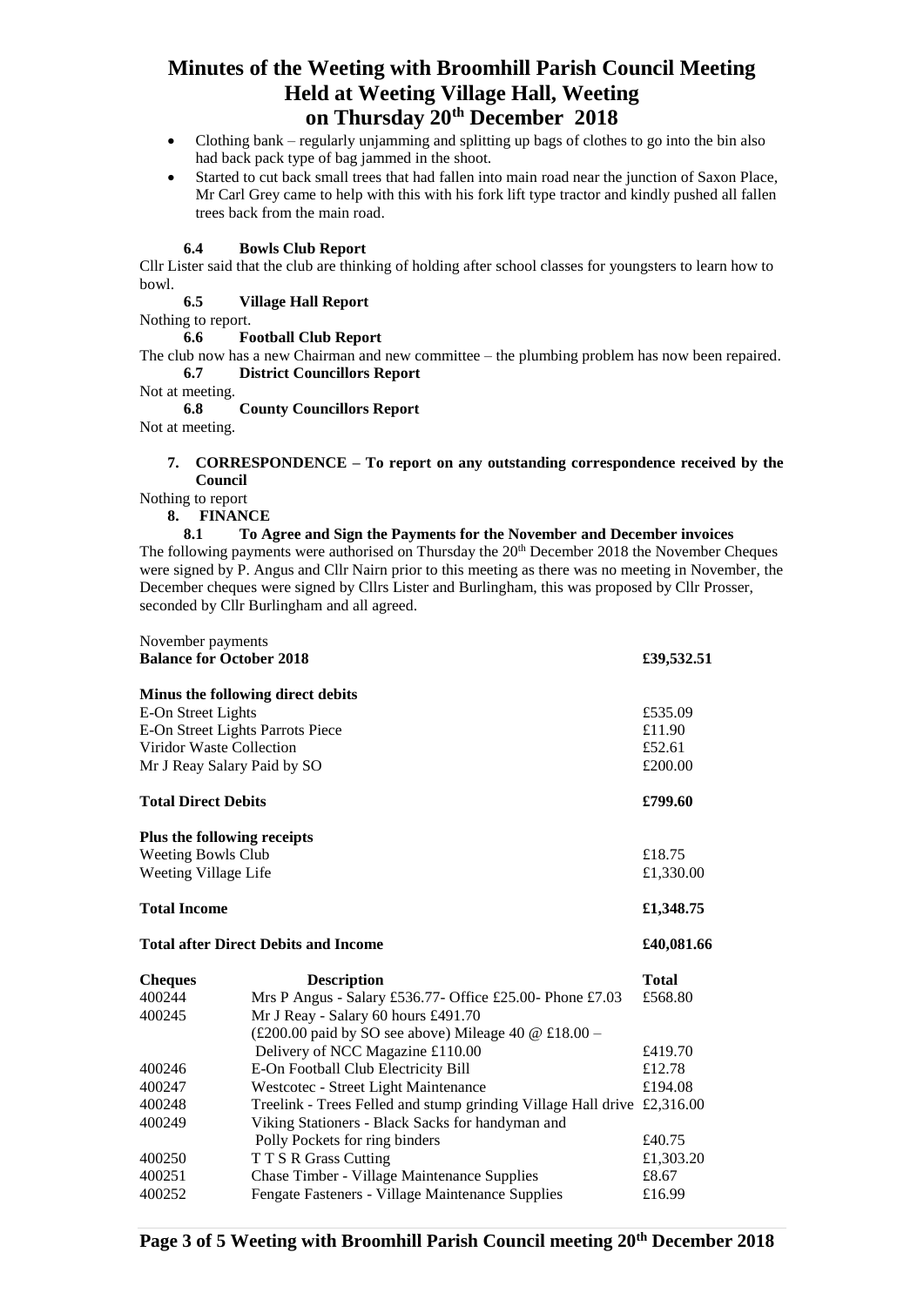- Clothing bank – regularly unjamming and splitting up bags of clothes to go into the bin also had back pack type of bag jammed in the shoot.
- Started to cut back small trees that had fallen into main road near the junction of Saxon Place, Mr Carl Grey came to help with this with his fork lift type tractor and kindly pushed all fallen trees back from the main road.

### 6.4 Bowls Club Report

Cllr Lister said that the club are thinking of holding after school classes for youngsters to learn how to bowl.

### 6.5 Village Hall Report

Nothing to report.

### 6.6 Football Club Report

The club now has a new Chairman and new committee – the plumbing problem has now been repaired.

### 6.7 District Councillors Report

Not at meeting.

### 6.8 County Councillors Report

Not at meeting.

## 7. CORRESPONDENCE – To report on any outstanding correspondence received by the Council

Nothing to report

## 8. FINANCE

### 8.1 To Agree and Sign the Payments for the November and December invoices

The following payments were authorised on Thursday the 20th December 2018 the November Cheques were signed by P. Angus and Cllr Nairn prior to this meeting as there was no meeting in November, the December cheques were signed by Cllrs Lister and Burlingham, this was proposed by Cllr Prosser, seconded by Cllr Burlingham and all agreed.

November payments

| | |
|---|---|
| **Balance for October 2018** | **£39,532.51** |
| | |
| **Minus the following direct debits** | |
| E-On Street Lights | £535.09 |
| E-On Street Lights Parrots Piece | £11.90 |
| Viridor Waste Collection | £52.61 |
| Mr J Reay Salary Paid by SO | £200.00 |
| | |
| **Total Direct Debits** | **£799.60** |
| | |
| **Plus the following receipts** | |
| Weeting Bowls Club | £18.75 |
| Weeting Village Life | £1,330.00 |
| | |
| **Total Income** | **£1,348.75** |
| | |
| **Total after Direct Debits and Income** | **£40,081.66** |

| **Cheques** | **Description** | **Total** |
|---|---|---|
| 400244 | Mrs P Angus - Salary £536.77- Office £25.00- Phone £7.03 | £568.80 |
| 400245 | Mr J Reay - Salary 60 hours £491.70 (£200.00 paid by SO see above) Mileage 40 @ £18.00 – Delivery of NCC Magazine £110.00 | £419.70 |
| 400246 | E-On Football Club Electricity Bill | £12.78 |
| 400247 | Westcotec - Street Light Maintenance | £194.08 |
| 400248 | Treelink - Trees Felled and stump grinding Village Hall drive | £2,316.00 |
| 400249 | Viking Stationers - Black Sacks for handyman and Polly Pockets for ring binders | £40.75 |
| 400250 | T T S R Grass Cutting | £1,303.20 |
| 400251 | Chase Timber - Village Maintenance Supplies | £8.67 |
| 400252 | Fengate Fasteners - Village Maintenance Supplies | £16.99 |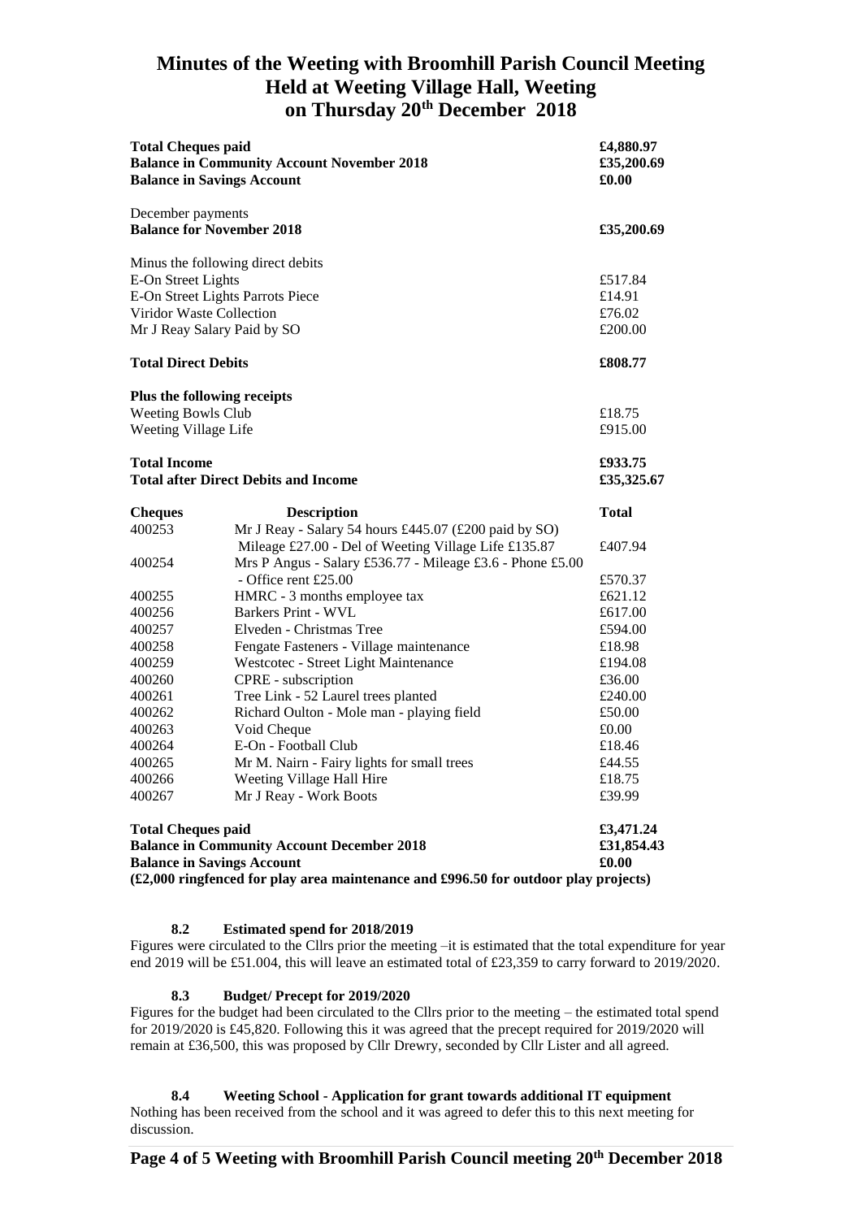# Minutes of the Weeting with Broomhill Parish Council Meeting Held at Weeting Village Hall, Weeting on Thursday 20th December 2018

| | |
|---|---|
| **Total Cheques paid** | **£4,880.97** |
| **Balance in Community Account November 2018** | **£35,200.69** |
| **Balance in Savings Account** | **£0.00** |
| | |
| December payments | |
| **Balance for November 2018** | **£35,200.69** |
| | |
| Minus the following direct debits | |
| E-On Street Lights | £517.84 |
| E-On Street Lights Parrots Piece | £14.91 |
| Viridor Waste Collection | £76.02 |
| Mr J Reay Salary Paid by SO | £200.00 |
| | |
| **Total Direct Debits** | **£808.77** |
| | |
| **Plus the following receipts** | |
| Weeting Bowls Club | £18.75 |
| Weeting Village Life | £915.00 |
| | |
| **Total Income** | **£933.75** |
| **Total after Direct Debits and Income** | **£35,325.67** |

| **Cheques** | **Description** | **Total** |
|---|---|---|
| 400253 | Mr J Reay - Salary 54 hours £445.07 (£200 paid by SO) Mileage £27.00 - Del of Weeting Village Life £135.87 | £407.94 |
| 400254 | Mrs P Angus - Salary £536.77 - Mileage £3.6 - Phone £5.00 - Office rent £25.00 | £570.37 |
| 400255 | HMRC - 3 months employee tax | £621.12 |
| 400256 | Barkers Print - WVL | £617.00 |
| 400257 | Elveden - Christmas Tree | £594.00 |
| 400258 | Fengate Fasteners - Village maintenance | £18.98 |
| 400259 | Westcotec - Street Light Maintenance | £194.08 |
| 400260 | CPRE - subscription | £36.00 |
| 400261 | Tree Link - 52 Laurel trees planted | £240.00 |
| 400262 | Richard Oulton - Mole man - playing field | £50.00 |
| 400263 | Void Cheque | £0.00 |
| 400264 | E-On - Football Club | £18.46 |
| 400265 | Mr M. Nairn - Fairy lights for small trees | £44.55 |
| 400266 | Weeting Village Hall Hire | £18.75 |
| 400267 | Mr J Reay - Work Boots | £39.99 |

| | |
|---|---|
| **Total Cheques paid** | **£3,471.24** |
| **Balance in Community Account December 2018** | **£31,854.43** |
| **Balance in Savings Account** | **£0.00** |

**(£2,000 ringfenced for play area maintenance and £996.50 for outdoor play projects)**

### 8.2 Estimated spend for 2018/2019

Figures were circulated to the Cllrs prior the meeting –it is estimated that the total expenditure for year end 2019 will be £51.004, this will leave an estimated total of £23,359 to carry forward to 2019/2020.

### 8.3 Budget/ Precept for 2019/2020

Figures for the budget had been circulated to the Cllrs prior to the meeting – the estimated total spend for 2019/2020 is £45,820. Following this it was agreed that the precept required for 2019/2020 will remain at £36,500, this was proposed by Cllr Drewry, seconded by Cllr Lister and all agreed.

### 8.4 Weeting School - Application for grant towards additional IT equipment

Nothing has been received from the school and it was agreed to defer this to this next meeting for discussion.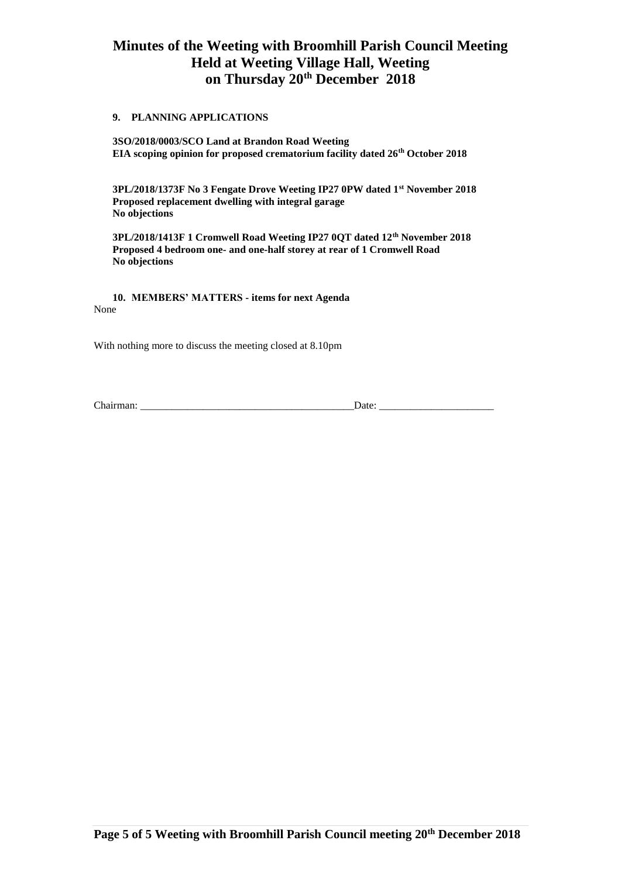# Minutes of the Weeting with Broomhill Parish Council Meeting Held at Weeting Village Hall, Weeting on Thursday 20th December 2018

**9. PLANNING APPLICATIONS**

**3SO/2018/0003/SCO Land at Brandon Road Weeting**
**EIA scoping opinion for proposed crematorium facility dated 26th October 2018**

**3PL/2018/1373F No 3 Fengate Drove Weeting IP27 0PW dated 1st November 2018**
**Proposed replacement dwelling with integral garage**
**No objections**

**3PL/2018/1413F 1 Cromwell Road Weeting IP27 0QT dated 12th November 2018**
**Proposed 4 bedroom one- and one-half storey at rear of 1 Cromwell Road**
**No objections**

**10. MEMBERS' MATTERS - items for next Agenda**

None

With nothing more to discuss the meeting closed at 8.10pm

Chairman: ________________________________________Date: ______________________